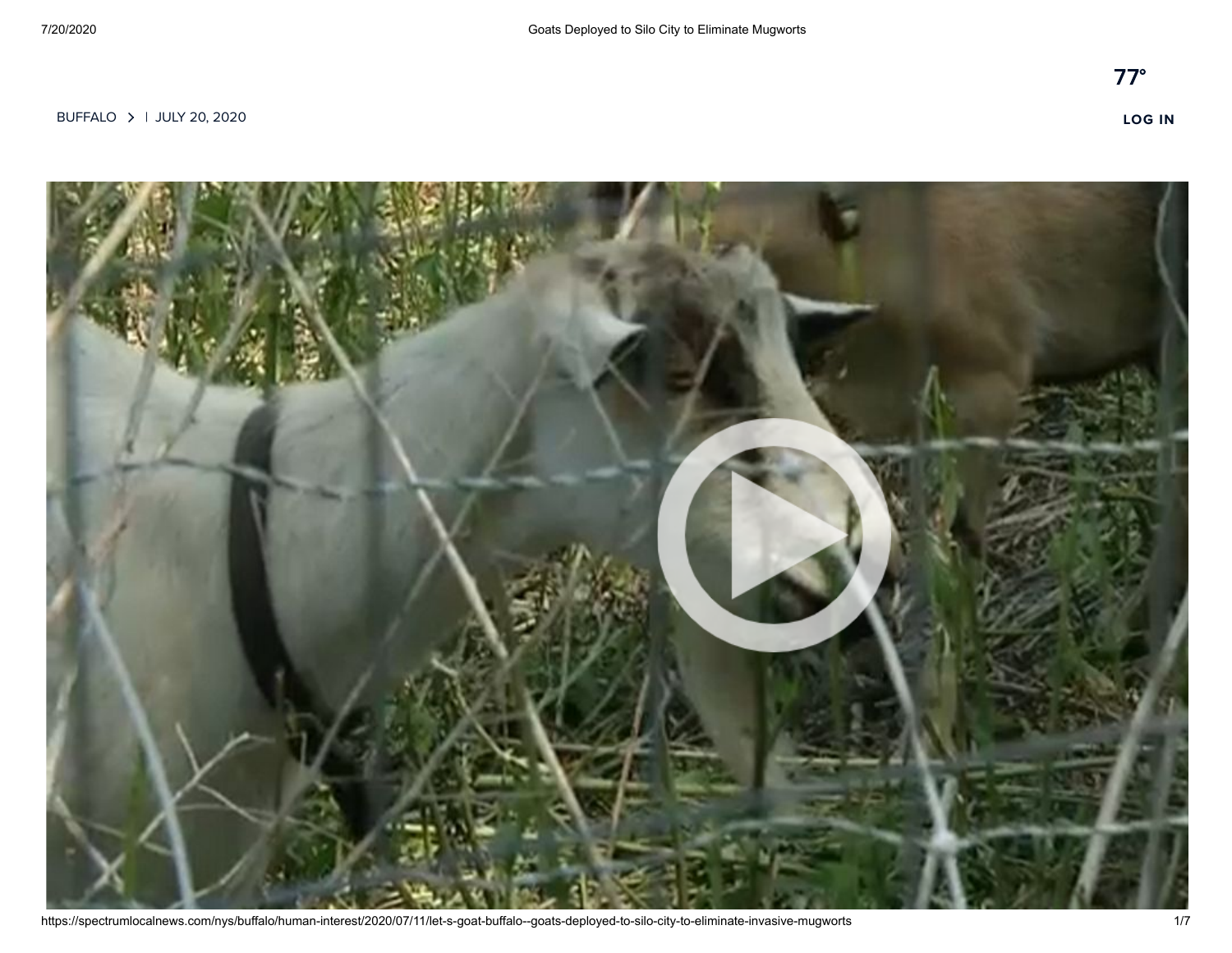77°

BUFFALO > | JULY 20, 2020

LOG IN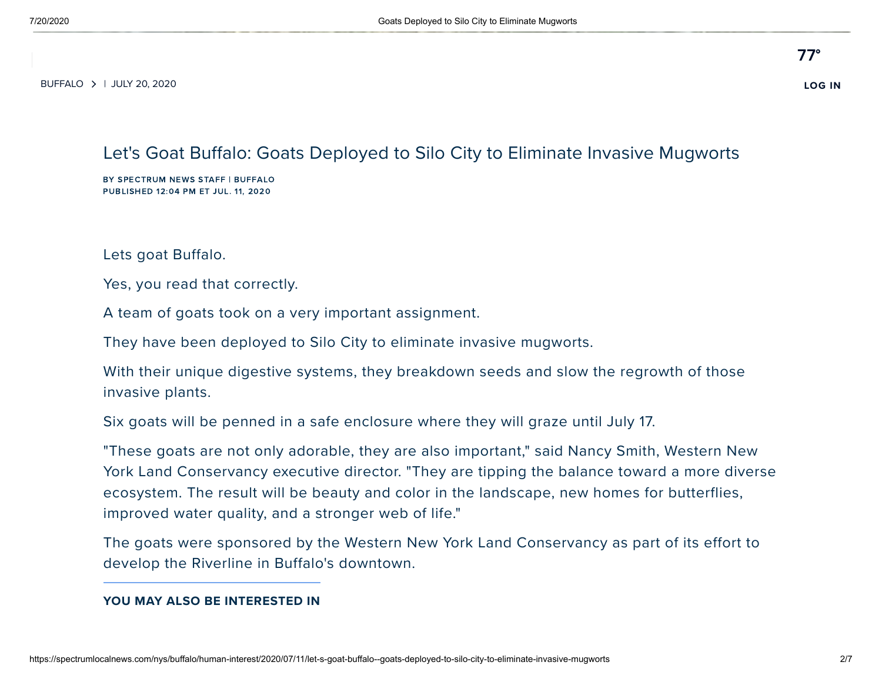BUFFALO > | JULY 20, 2020

77°

LOG IN

# Let's Goat Buffalo: Goats Deployed to Silo City to Eliminate Invasive Mugworts

**BY SPECTRUM NEWS STAFF | BUFFALO**
**PUBLISHED 12:04 PM ET JUL. 11, 2020**

Lets goat Buffalo.

Yes, you read that correctly.

A team of goats took on a very important assignment.

They have been deployed to Silo City to eliminate invasive mugworts.

With their unique digestive systems, they breakdown seeds and slow the regrowth of those invasive plants.

Six goats will be penned in a safe enclosure where they will graze until July 17.

"These goats are not only adorable, they are also important," said Nancy Smith, Western New York Land Conservancy executive director. "They are tipping the balance toward a more diverse ecosystem. The result will be beauty and color in the landscape, new homes for butterflies, improved water quality, and a stronger web of life."

The goats were sponsored by the Western New York Land Conservancy as part of its effort to develop the Riverline in Buffalo's downtown.

**YOU MAY ALSO BE INTERESTED IN**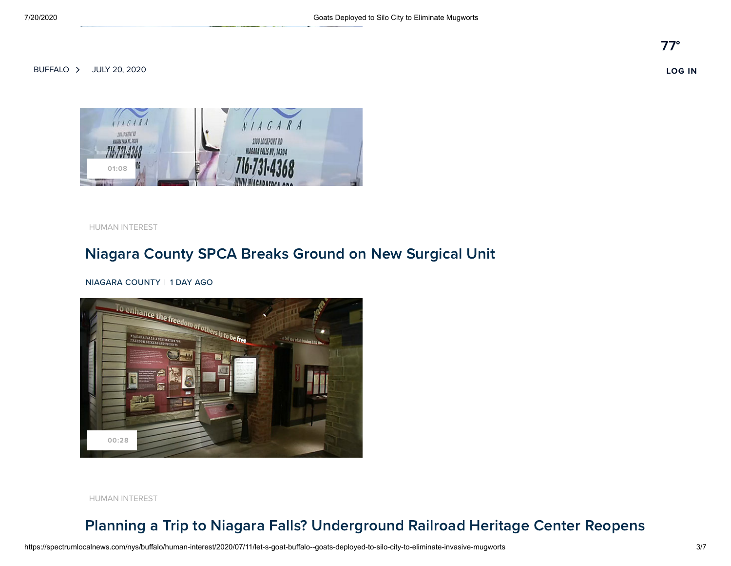BUFFALO > | JULY 20, 2020

77°

LOG IN

01:08

HUMAN INTEREST

## Niagara County SPCA Breaks Ground on New Surgical Unit

NIAGARA COUNTY | 1 DAY AGO

00:28

HUMAN INTEREST

## Planning a Trip to Niagara Falls? Underground Railroad Heritage Center Reopens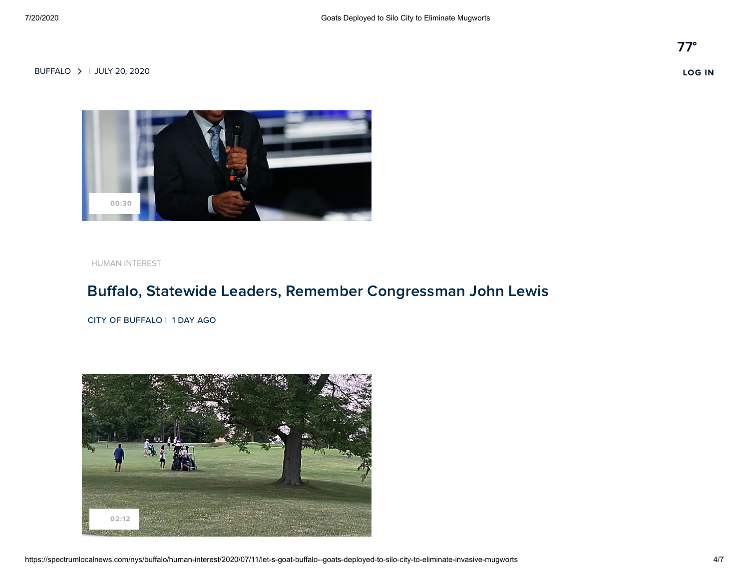BUFFALO > | JULY 20, 2020

77°

LOG IN

00:30

HUMAN INTEREST

## Buffalo, Statewide Leaders, Remember Congressman John Lewis

CITY OF BUFFALO | 1 DAY AGO

02:12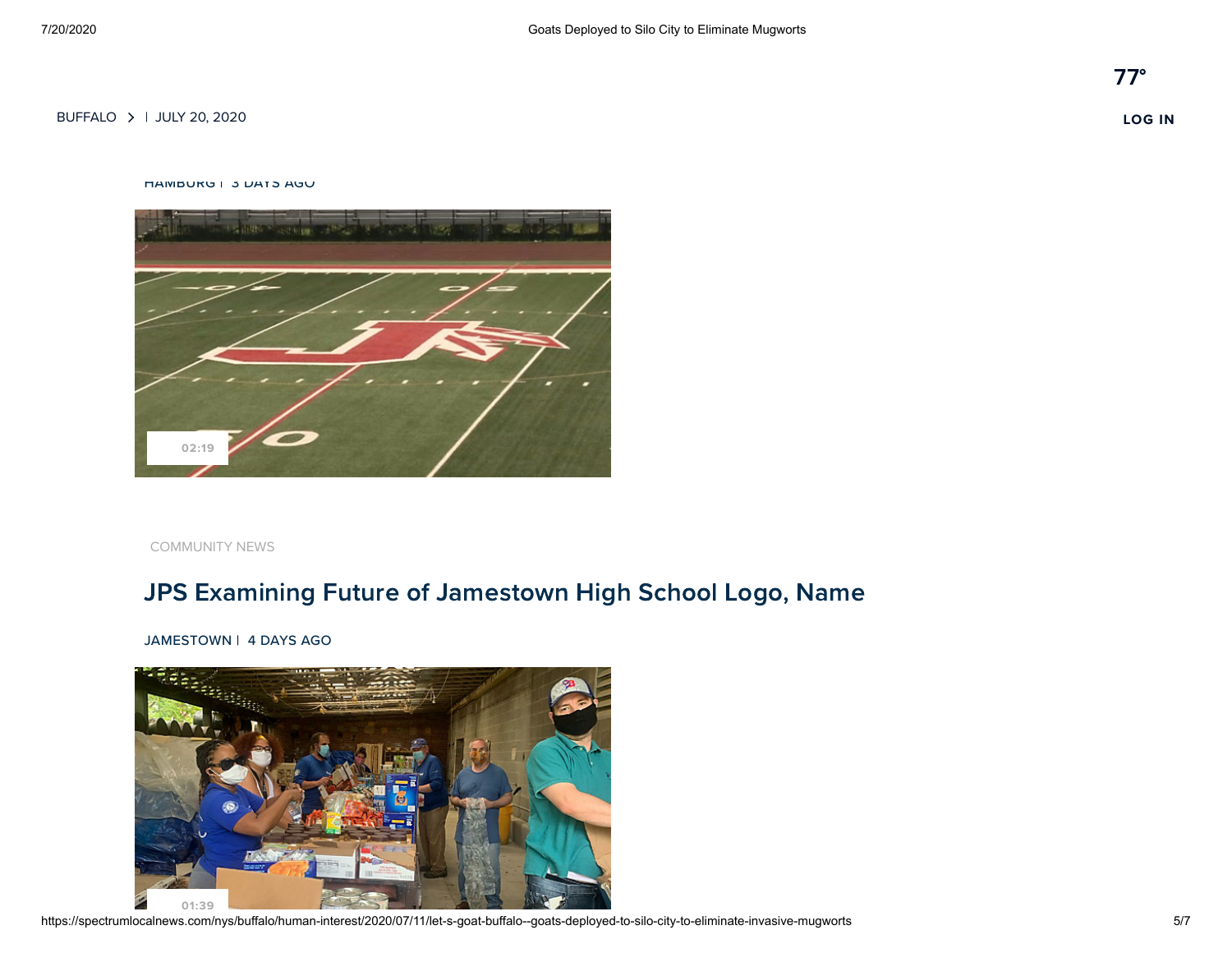BUFFALO > | JULY 20, 2020

77°

LOG IN

HAMBURG | 3 DAYS AGO

02:19

COMMUNITY NEWS

## JPS Examining Future of Jamestown High School Logo, Name

JAMESTOWN | 4 DAYS AGO

01:39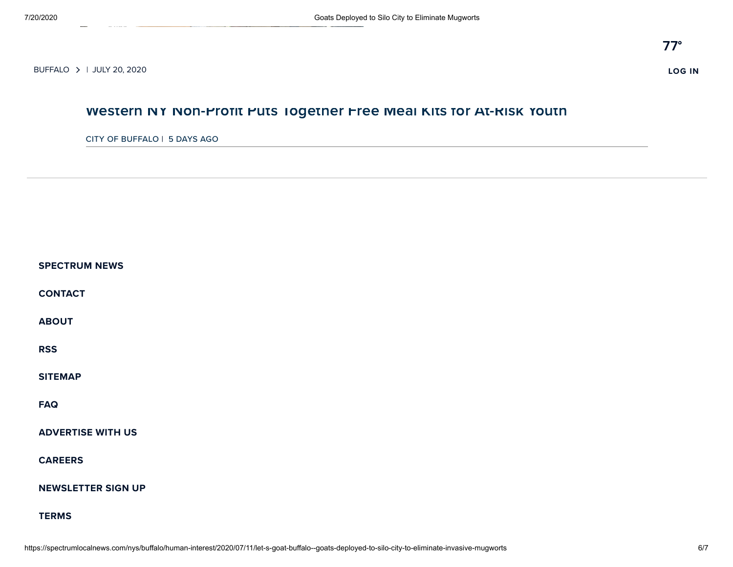77°

BUFFALO > | JULY 20, 2020

**LOG IN**

### Western NY Non-Profit Puts Together Free Meal Kits for At-Risk Youth

CITY OF BUFFALO | 5 DAYS AGO

---

**SPECTRUM NEWS**

**CONTACT**

**ABOUT**

**RSS**

**SITEMAP**

**FAQ**

**ADVERTISE WITH US**

**CAREERS**

**NEWSLETTER SIGN UP**

**TERMS**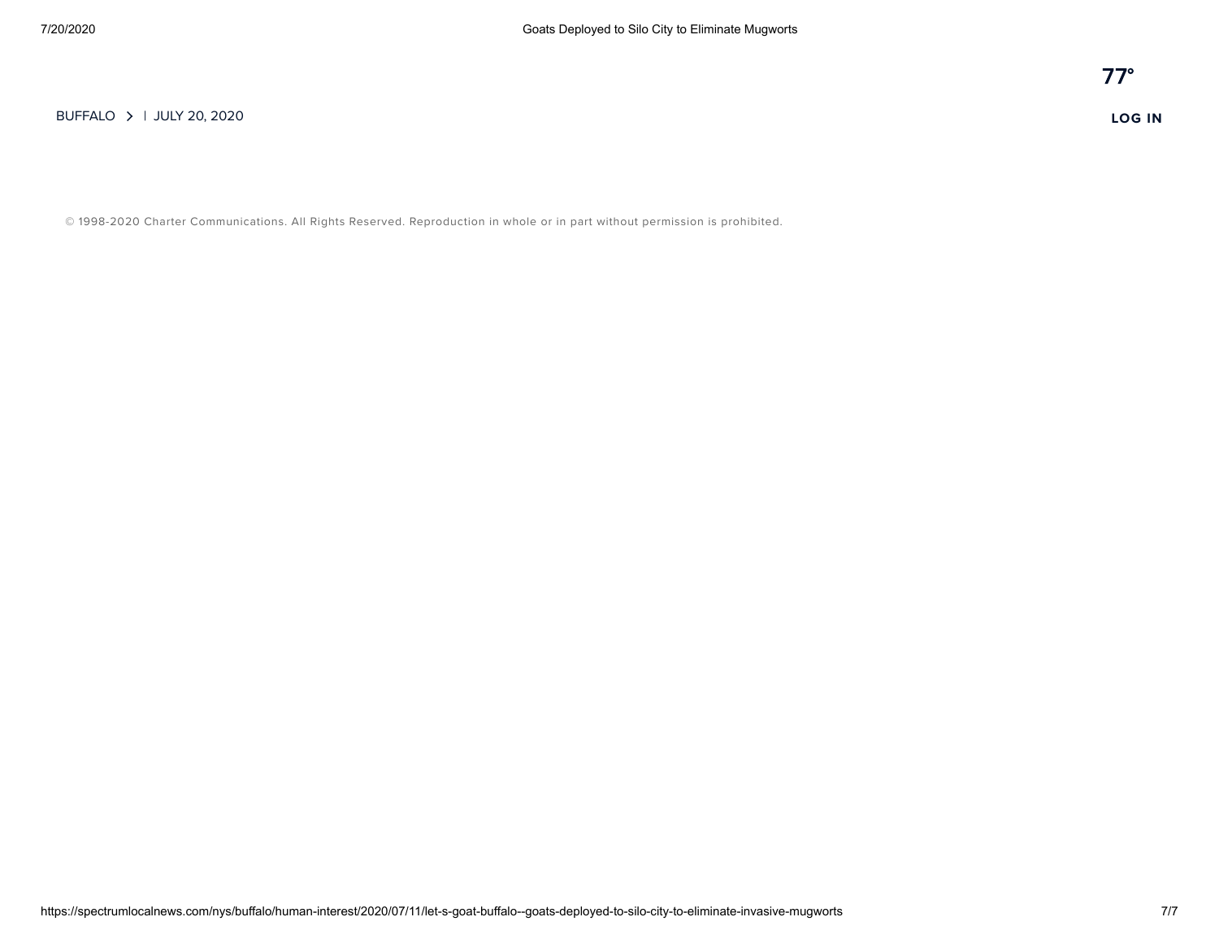77°

BUFFALO > | JULY 20, 2020

LOG IN

© 1998-2020 Charter Communications. All Rights Reserved. Reproduction in whole or in part without permission is prohibited.